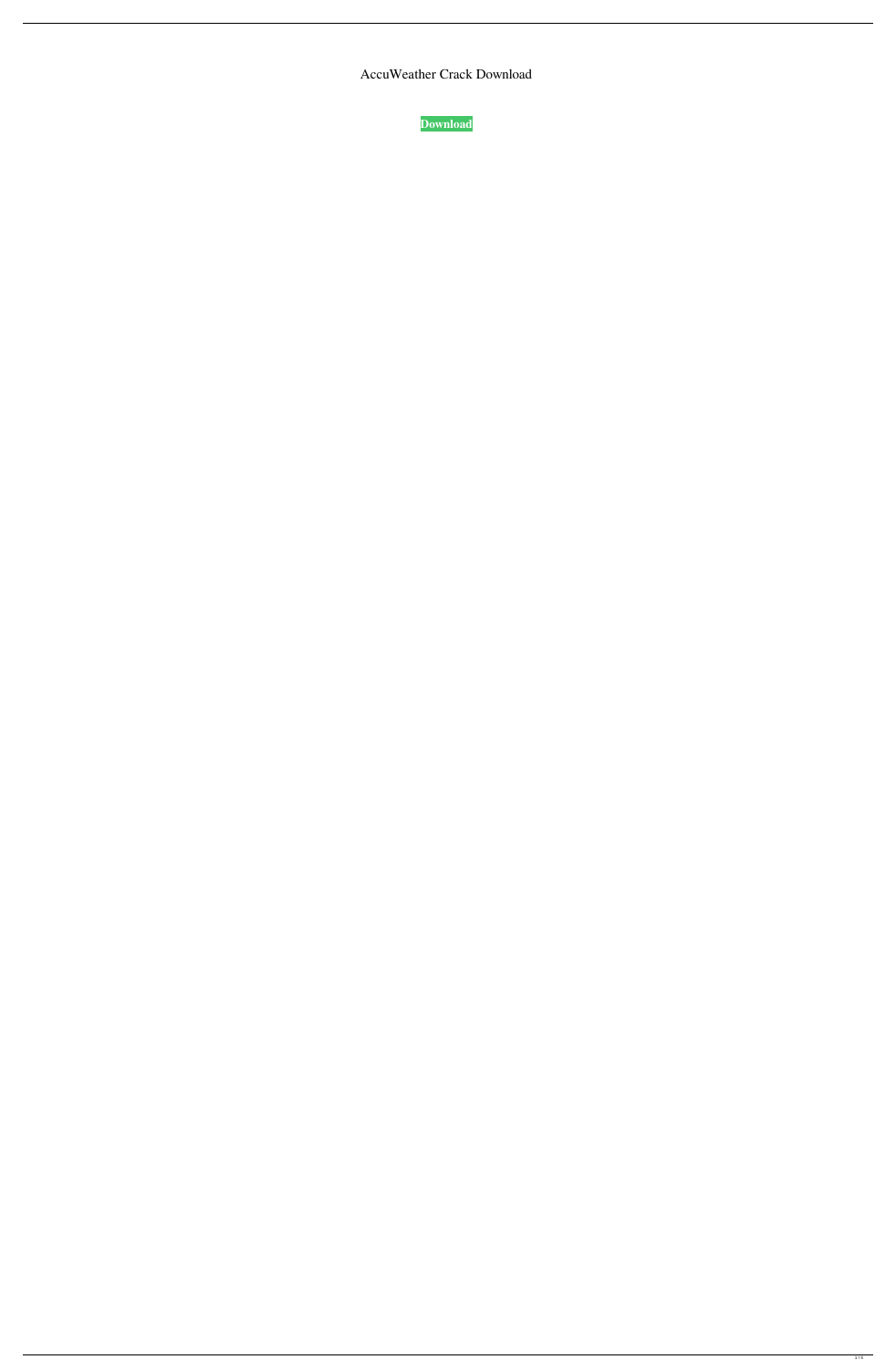AccuWeather Crack Download

**Download**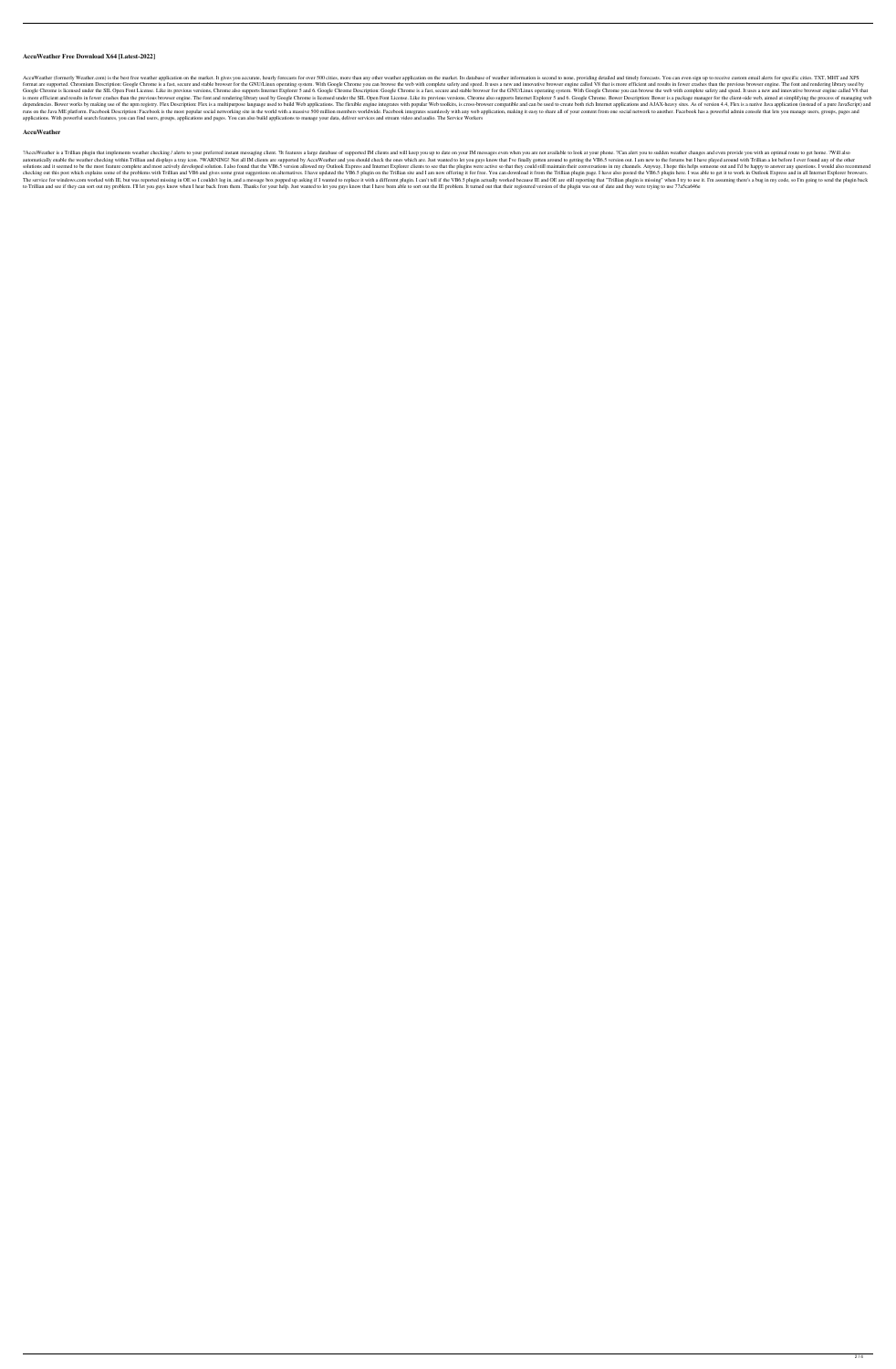# AccuWeather Free Download X64 [Latest-2022]

AccuWeather (formerly Weather.com) is the best free weather application on the market. It gives you accurate, hourly forecasts for over 500 cities, more than any other weather application on the market. Its database of weather information is second to none, providing detailed and timely forecasts. You can even sign up to receive custom email alerts for specific cities. TXT, MHT and XPS format are supported. Chromium Description: Google Chrome is a fast, secure and stable browser for the GNU/Linux operating system. With Google Chrome you can browse the web with complete safety and speed. It uses a new and innovative browser engine called V8 that is more efficient and results in fewer crashes than the previous browser engine. The font and rendering library used by Google Chrome is licensed under the SIL Open Font License. Like its previous versions, Chrome also supports Internet Explorer 5 and 6. Google Chrome Description: Google Chrome is a fast, secure and stable browser for the GNU/Linux operating system. With Google Chrome you can browse the web with complete safety and speed. It uses a new and innovative browser engine called V8 that is more efficient and results in fewer crashes than the previous browser engine. The font and rendering library used by Google Chrome is licensed under the SIL Open Font License. Like its previous versions, Chrome also supports Internet Explorer 5 and 6. Google Chrome. Bower Description: Bower is a package manager for the client-side web, aimed at simplifying the process of managing web dependencies. Bower works by making use of the npm registry. Flex Description: Flex is a multipurpose language used to build Web applications. The flexible engine integrates with popular Web toolkits, is cross-browser compatible and can be used to create both rich Internet applications and AJAX-heavy sites. As of version 4.4, Flex is a native Java application (instead of a pure JavaScript) and runs on the Java ME platform. Facebook Description: Facebook is the most popular social networking site in the world with a massive 500 million members worldwide. Facebook integrates seamlessly with any web application, making it easy to share all of your content from one social network to another. Facebook has a powerful admin console that lets you manage users, groups, pages and applications. With powerful search features, you can find users, groups, applications and pages. You can also build applications to manage your data, deliver services and stream video and audio. The Service Workers

## AccuWeather

?AccuWeather is a Trillian plugin that implements weather checking / alerts to your preferred instant messaging client. ?It features a large database of supported IM clients and will keep you up to date on your IM messages even when you are not available to look at your phone. ?Can alert you to sudden weather changes and even provide you with an optimal route to get home. ?Will also automatically enable the weather checking within Trillian and displays a tray icon. ?WARNING! Not all IM clients are supported by AccuWeather and you should check the ones which are. Just wanted to let you guys know that I've finally gotten around to getting the VB6.5 version out. I am new to the forums but I have played around with Trillian a lot before I ever found any of the other solutions and it seemed to be the more feature complete and most actively developed solution. I also found that the VB6.5 version allowed my Outlook Express and Internet Explorer clients to see that the plugins were active so that they could still maintain their conversations in my channels. Anyway, I hope this helps someone out and I'd be happy to answer any questions. I would also recommend checking out this post which explains some of the problems with Trillian and VB6 and gives some great suggestions on alternatives. I have updated the VB6.5 plugin on the Trillian site and I am now offering it for free. You can download it from the Trillian plugin page. I have also posted the VB6.5 plugin here. I was able to get it to work in Outlook Express and in all Internet Explorer browsers. The service for windows.com worked with IE, but was reported missing in OE so I couldn't log in, and a message box popped up asking if I wanted to replace it with a different plugin. I can't tell if the VB6.5 plugin actually worked because IE and OE are still reporting that "Trillian plugin is missing" when I try to use it. I'm assuming there's a bug in my code, so I'm going to send the plugin back to Trillian and see if they can sort out my problem. I'll let you guys know when I hear back from them. Thanks for your help. Just wanted to let you guys know that I have been able to sort out the IE problem. It turned out that their registered version of the plugin was out of date and they were trying to use 77a5ca646e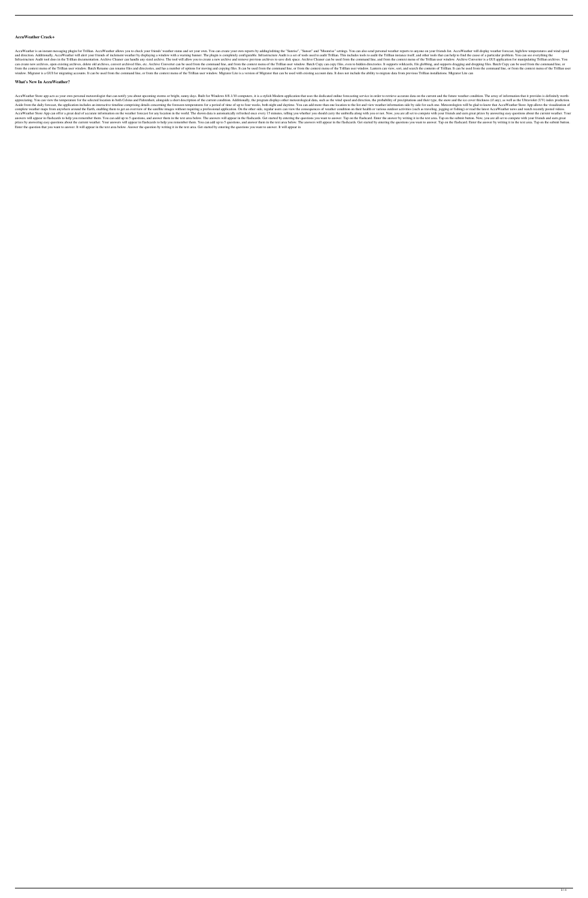**AccuWeather Crack+**

AccuWeather is an instant messaging plugin for Trillian. AccuWeather allows you to check your friends' weather status and set your own. You can create your own reports by adding/editing the "Sunrise", "Sunset" and "Moonrise" settings. You can also send personal weather reports to anyone on your friends list. AccuWeather will display weather forecast, high/low temperatures and wind speed and direction. Additionally, AccuWeather will alert your friends of inclement weather by displaying a window with a warning banner. The plugin is completely configurable. Infrastructure Audit is a set of tools used to audit Trillian. This includes tools to audit the Trillian instance itself, and other tools that can help to find the cause of a particular problem. You can see everything the Infrastructure Audit tool does in the Trillian documentation. Archive Cleaner can handle any sized archive. The tool will allow you to create a new archive and remove previous archives to save disk space. Archive Cleaner can be used from the command line, and from the context menu of the Trillian user window. Archive Converter is a GUI application for manipulating Trillian archives. You can create new archives, open existing archives, delete old archives, convert archived files, etc. Archive Converter can be used from the command line, and from the context menu of the Trillian user window. Batch Copy can copy files, even to hidden directories. It supports wildcards, file globbing, and supports dragging and dropping files. Batch Copy can be used from the command line, or from the context menu of the Trillian user window. Batch Rename can rename files and directories, and has a number of options for moving and copying files. It can be used from the command line, or from the context menu of the Trillian user window. Lantern can view, sort, and search the contents of Trillian. It can be used from the command line, or from the context menu of the Trillian user window. Migrator is a GUI for migrating accounts. It can be used from the command line, or from the context menu of the Trillian user window. Migrator Lite is a version of Migrator that can be used with existing account data. It does not include the ability to migrate data from previous Trillian installations. Migrator Lite can

**What's New In AccuWeather?**

AccuWeather Store app acts as your own personal meteorologist that can notify you about upcoming storms or bright, sunny days. Built for Windows 8/8.1/10 computers, it is a stylish Modern application that uses the dedicated online forecasting service in order to retrieve accurate data on the current and the future weather condition. The array of information that it provides is definitely worth-appreciating. You can view the temperature for the selected location in both Celsius and Fahrenheit, alongside a short description of the current condition. Additionally, the program displays other meteorological data, such as the wind speed and direction, the probability of precipitations and their type, the snow and the ice cover thickness (if any), as well as the Ultraviolet (UV) index prediction. Aside from the daily forecast, the application includes an interactive timeline comprising details concerning the foreseen temperatures for a period of time of up to four weeks, both night and daytime. You can add more than one location to the list and view weather information side by side for each one. Meteorologists will be glad to know that AccuWeather Store App allows the visualization of complete weather maps from anywhere around the Earth, enabling them to get an overview of the satellite images without requiring a professional application. On the other side, regular users can view the consequences of weather condition on their health or various outdoor activities (such as traveling, jogging or fishing) or read the latest AccuWeather news and watch recently posted videos. AccuWeather Store App can offer a great deal of accurate information on the weather forecast for any location in the world. The shown data is automatically refreshed once every 15 minutes, telling you whether you should carry the umbrella along with you or not. Now, you are all set to compete with your friends and earn great prizes by answering easy questions about the current weather. Your answers will appear in flashcards to help you remember them. You can add up to 5 questions, and answer them in the text area below. The answers will appear in the flashcards. Get started by entering the questions you want to answer. Tap on the flashcard. Enter the answer by writing it in the text area. Tap on the submit button. Now, you are all set to compete with your friends and earn great prizes by answering easy questions about the current weather. Your answers will appear in flashcards to help you remember them. You can add up to 5 questions, and answer them in the text area below. The answers will appear in the flashcards. Get started by entering the questions you want to answer. Tap on the flashcard. Enter the answer by writing it in the text area. Tap on the submit button. Enter the question that you want to answer. It will appear in the text area below. Answer the question by writing it in the text area. Get started by entering the questions you want to answer. It will appear in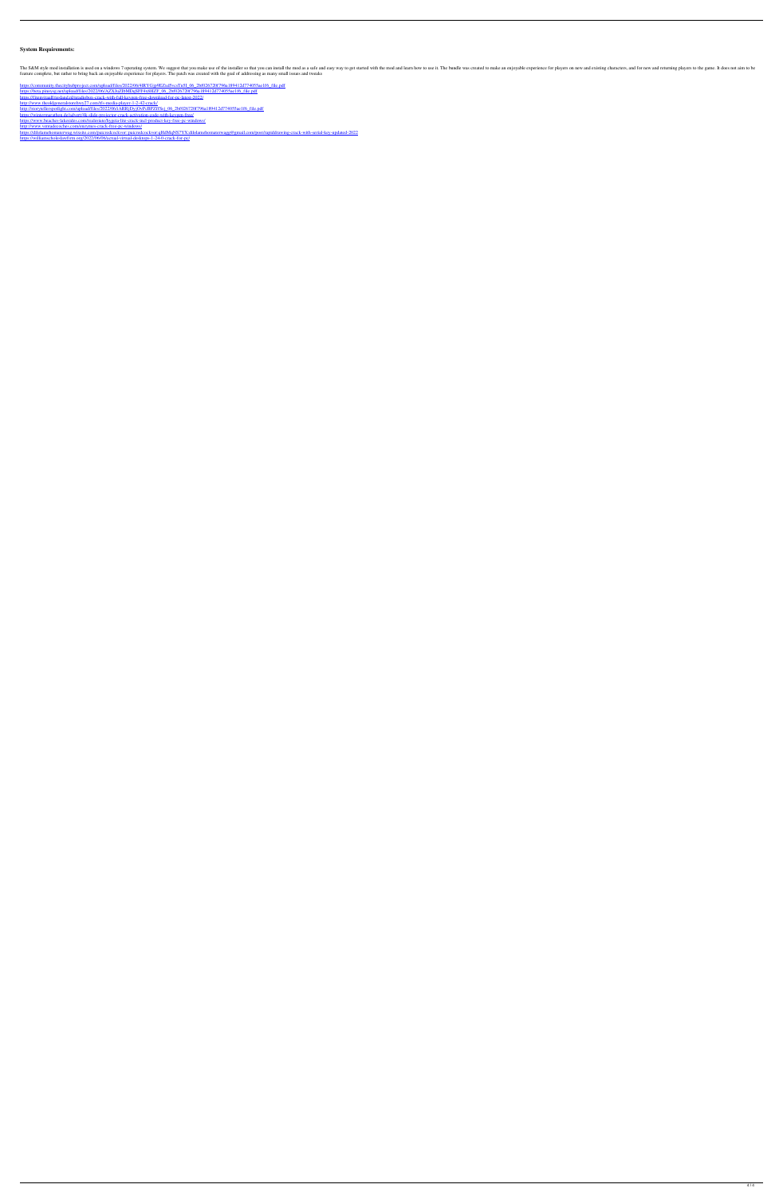## System Requirements:

The S&M style mod installation is used on a windows 7 operating system. We suggest that you make use of the installer so that you can install the mod as a safe and easy way to get started with the mod and learn how to use it. The bundle was created to make an enjoyable experience for players on new and existing characters, and for new and returning players to the game. It does not aim to be feature complete, but rather to bring back an enjoyable experience for players. The patch was created with the goal of addressing as many small issues and tweaks

https://community.thecityhubproject.com/upload/files/2022/06/4RYGjp9EZuD5vxTa5l_06_2b0267208796a189412d774055ae106_file.pdf
https://beta.pinoysg.net/upload/files/2022/06/AZXbZfBMDxSFF4x0HZF_06_2b0267208796a189412d774055ae106_file.pdf
https://fitenvitaalfriesland.nl/seafoltox-crack-with-full-keygen-free-download-for-pc-latest-2022/
http://www.theoldgeneralstorehwy27.com/tfs-media-player-1-2-42-crack/
http://storyfoundspotlight.com/upload/files/2022/06/ARRjDyJOrPsBPZfiSsj_06_2b0267208796a189412d774055ae106_file.pdf
https://wintermarathon.de/advert/4k-slide-projector-crack-activation-code-with-keygen-free/
https://www.beaches-lakesides.com/realestate/hygeia-lite-crack-mel-product-key-free-pc-windows/
http://www.venturecoaches.com/enzymes-crack-free-pc-windows/
https://shiolamehonanmwag.wixsite.com/paicredcockvor/post/rapiddrawing-crack-with-serial-key-updated-2022
https://williamscholeslawfirm.org/2022/06/06/actual-virtual-desktops-1-24-0-crack-for-pc/